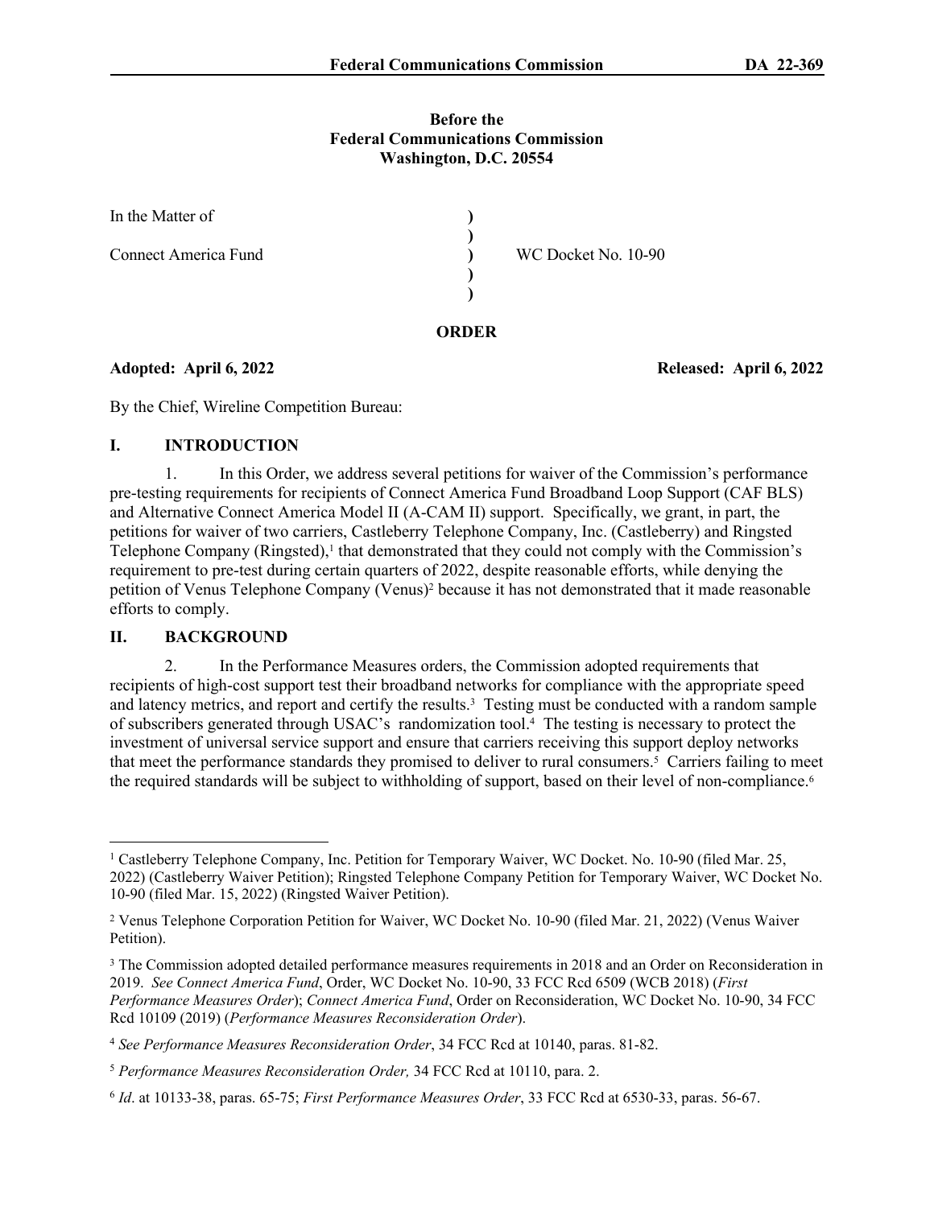**Before the**
**Federal Communications Commission**
**Washington, D.C. 20554**

| | | |
|---|---|---|
| In the Matter of | ) | |
| | ) | |
| Connect America Fund | ) | WC Docket No. 10-90 |
| | ) | |
| | ) | |

**ORDER**

**Adopted: April 6, 2022** **Released: April 6, 2022**

By the Chief, Wireline Competition Bureau:

## I. INTRODUCTION

1. In this Order, we address several petitions for waiver of the Commission's performance pre-testing requirements for recipients of Connect America Fund Broadband Loop Support (CAF BLS) and Alternative Connect America Model II (A-CAM II) support. Specifically, we grant, in part, the petitions for waiver of two carriers, Castleberry Telephone Company, Inc. (Castleberry) and Ringsted Telephone Company (Ringsted),[1] that demonstrated that they could not comply with the Commission's requirement to pre-test during certain quarters of 2022, despite reasonable efforts, while denying the petition of Venus Telephone Company (Venus)[2] because it has not demonstrated that it made reasonable efforts to comply.

## II. BACKGROUND

2. In the Performance Measures orders, the Commission adopted requirements that recipients of high-cost support test their broadband networks for compliance with the appropriate speed and latency metrics, and report and certify the results.[3] Testing must be conducted with a random sample of subscribers generated through USAC's randomization tool.[4] The testing is necessary to protect the investment of universal service support and ensure that carriers receiving this support deploy networks that meet the performance standards they promised to deliver to rural consumers.[5] Carriers failing to meet the required standards will be subject to withholding of support, based on their level of non-compliance.[6]

---

[1] Castleberry Telephone Company, Inc. Petition for Temporary Waiver, WC Docket. No. 10-90 (filed Mar. 25, 2022) (Castleberry Waiver Petition); Ringsted Telephone Company Petition for Temporary Waiver, WC Docket No. 10-90 (filed Mar. 15, 2022) (Ringsted Waiver Petition).

[2] Venus Telephone Corporation Petition for Waiver, WC Docket No. 10-90 (filed Mar. 21, 2022) (Venus Waiver Petition).

[3] The Commission adopted detailed performance measures requirements in 2018 and an Order on Reconsideration in 2019. *See Connect America Fund*, Order, WC Docket No. 10-90, 33 FCC Rcd 6509 (WCB 2018) (*First Performance Measures Order*); *Connect America Fund*, Order on Reconsideration, WC Docket No. 10-90, 34 FCC Rcd 10109 (2019) (*Performance Measures Reconsideration Order*).

[4] *See Performance Measures Reconsideration Order*, 34 FCC Rcd at 10140, paras. 81-82.

[5] *Performance Measures Reconsideration Order,* 34 FCC Rcd at 10110, para. 2.

[6] *Id*. at 10133-38, paras. 65-75; *First Performance Measures Order*, 33 FCC Rcd at 6530-33, paras. 56-67.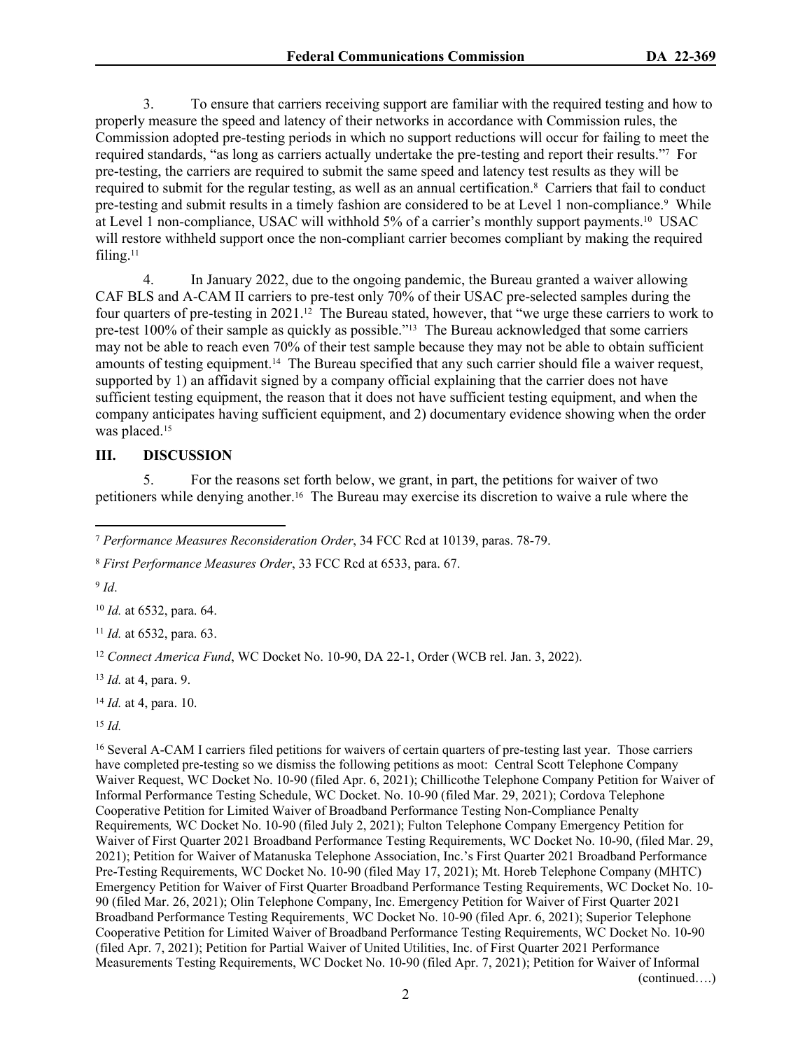3. To ensure that carriers receiving support are familiar with the required testing and how to properly measure the speed and latency of their networks in accordance with Commission rules, the Commission adopted pre-testing periods in which no support reductions will occur for failing to meet the required standards, "as long as carriers actually undertake the pre-testing and report their results."[7] For pre-testing, the carriers are required to submit the same speed and latency test results as they will be required to submit for the regular testing, as well as an annual certification.[8] Carriers that fail to conduct pre-testing and submit results in a timely fashion are considered to be at Level 1 non-compliance.[9] While at Level 1 non-compliance, USAC will withhold 5% of a carrier's monthly support payments.[10] USAC will restore withheld support once the non-compliant carrier becomes compliant by making the required filing.[11]

4. In January 2022, due to the ongoing pandemic, the Bureau granted a waiver allowing CAF BLS and A-CAM II carriers to pre-test only 70% of their USAC pre-selected samples during the four quarters of pre-testing in 2021.[12] The Bureau stated, however, that "we urge these carriers to work to pre-test 100% of their sample as quickly as possible."[13] The Bureau acknowledged that some carriers may not be able to reach even 70% of their test sample because they may not be able to obtain sufficient amounts of testing equipment.[14] The Bureau specified that any such carrier should file a waiver request, supported by 1) an affidavit signed by a company official explaining that the carrier does not have sufficient testing equipment, the reason that it does not have sufficient testing equipment, and when the company anticipates having sufficient equipment, and 2) documentary evidence showing when the order was placed.[15]

## III. DISCUSSION

5. For the reasons set forth below, we grant, in part, the petitions for waiver of two petitioners while denying another.[16] The Bureau may exercise its discretion to waive a rule where the

---

[7] *Performance Measures Reconsideration Order*, 34 FCC Rcd at 10139, paras. 78-79.

[8] *First Performance Measures Order*, 33 FCC Rcd at 6533, para. 67.

[9] *Id*.

[10] *Id.* at 6532, para. 64.

[11] *Id.* at 6532, para. 63.

[12] *Connect America Fund*, WC Docket No. 10-90, DA 22-1, Order (WCB rel. Jan. 3, 2022).

[13] *Id.* at 4, para. 9.

[14] *Id.* at 4, para. 10.

[15] *Id.*

[16] Several A-CAM I carriers filed petitions for waivers of certain quarters of pre-testing last year. Those carriers have completed pre-testing so we dismiss the following petitions as moot: Central Scott Telephone Company Waiver Request, WC Docket No. 10-90 (filed Apr. 6, 2021); Chillicothe Telephone Company Petition for Waiver of Informal Performance Testing Schedule, WC Docket. No. 10-90 (filed Mar. 29, 2021); Cordova Telephone Cooperative Petition for Limited Waiver of Broadband Performance Testing Non-Compliance Penalty Requirements*,* WC Docket No. 10-90 (filed July 2, 2021); Fulton Telephone Company Emergency Petition for Waiver of First Quarter 2021 Broadband Performance Testing Requirements, WC Docket No. 10-90, (filed Mar. 29, 2021); Petition for Waiver of Matanuska Telephone Association, Inc.'s First Quarter 2021 Broadband Performance Pre-Testing Requirements, WC Docket No. 10-90 (filed May 17, 2021); Mt. Horeb Telephone Company (MHTC) Emergency Petition for Waiver of First Quarter Broadband Performance Testing Requirements, WC Docket No. 10-90 (filed Mar. 26, 2021); Olin Telephone Company, Inc. Emergency Petition for Waiver of First Quarter 2021 Broadband Performance Testing Requirements¸ WC Docket No. 10-90 (filed Apr. 6, 2021); Superior Telephone Cooperative Petition for Limited Waiver of Broadband Performance Testing Requirements, WC Docket No. 10-90 (filed Apr. 7, 2021); Petition for Partial Waiver of United Utilities, Inc. of First Quarter 2021 Performance Measurements Testing Requirements, WC Docket No. 10-90 (filed Apr. 7, 2021); Petition for Waiver of Informal

(continued….)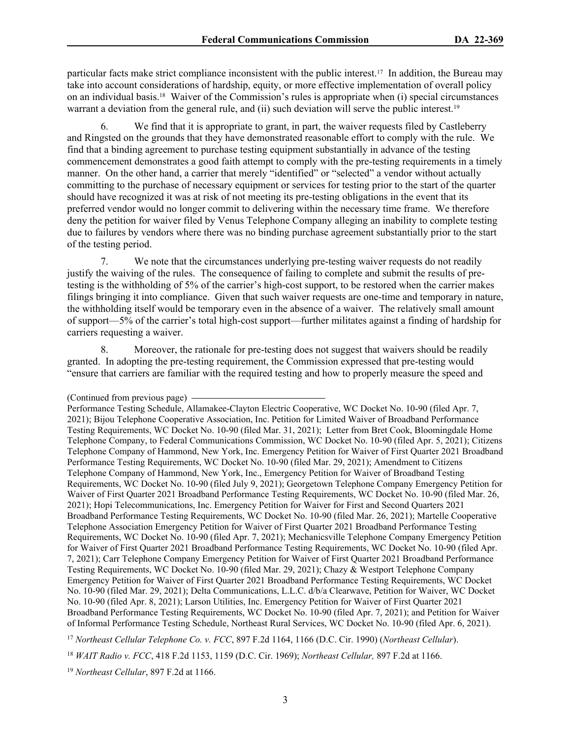particular facts make strict compliance inconsistent with the public interest.[17] In addition, the Bureau may take into account considerations of hardship, equity, or more effective implementation of overall policy on an individual basis.[18] Waiver of the Commission's rules is appropriate when (i) special circumstances warrant a deviation from the general rule, and (ii) such deviation will serve the public interest.[19]

6. We find that it is appropriate to grant, in part, the waiver requests filed by Castleberry and Ringsted on the grounds that they have demonstrated reasonable effort to comply with the rule. We find that a binding agreement to purchase testing equipment substantially in advance of the testing commencement demonstrates a good faith attempt to comply with the pre-testing requirements in a timely manner. On the other hand, a carrier that merely "identified" or "selected" a vendor without actually committing to the purchase of necessary equipment or services for testing prior to the start of the quarter should have recognized it was at risk of not meeting its pre-testing obligations in the event that its preferred vendor would no longer commit to delivering within the necessary time frame. We therefore deny the petition for waiver filed by Venus Telephone Company alleging an inability to complete testing due to failures by vendors where there was no binding purchase agreement substantially prior to the start of the testing period.

7. We note that the circumstances underlying pre-testing waiver requests do not readily justify the waiving of the rules. The consequence of failing to complete and submit the results of pre-testing is the withholding of 5% of the carrier's high-cost support, to be restored when the carrier makes filings bringing it into compliance. Given that such waiver requests are one-time and temporary in nature, the withholding itself would be temporary even in the absence of a waiver. The relatively small amount of support—5% of the carrier's total high-cost support—further militates against a finding of hardship for carriers requesting a waiver.

8. Moreover, the rationale for pre-testing does not suggest that waivers should be readily granted. In adopting the pre-testing requirement, the Commission expressed that pre-testing would "ensure that carriers are familiar with the required testing and how to properly measure the speed and

(Continued from previous page)

Performance Testing Schedule, Allamakee-Clayton Electric Cooperative, WC Docket No. 10-90 (filed Apr. 7, 2021); Bijou Telephone Cooperative Association, Inc. Petition for Limited Waiver of Broadband Performance Testing Requirements, WC Docket No. 10-90 (filed Mar. 31, 2021); Letter from Bret Cook, Bloomingdale Home Telephone Company, to Federal Communications Commission, WC Docket No. 10-90 (filed Apr. 5, 2021); Citizens Telephone Company of Hammond, New York, Inc. Emergency Petition for Waiver of First Quarter 2021 Broadband Performance Testing Requirements, WC Docket No. 10-90 (filed Mar. 29, 2021); Amendment to Citizens Telephone Company of Hammond, New York, Inc., Emergency Petition for Waiver of Broadband Testing Requirements, WC Docket No. 10-90 (filed July 9, 2021); Georgetown Telephone Company Emergency Petition for Waiver of First Quarter 2021 Broadband Performance Testing Requirements, WC Docket No. 10-90 (filed Mar. 26, 2021); Hopi Telecommunications, Inc. Emergency Petition for Waiver for First and Second Quarters 2021 Broadband Performance Testing Requirements, WC Docket No. 10-90 (filed Mar. 26, 2021); Martelle Cooperative Telephone Association Emergency Petition for Waiver of First Quarter 2021 Broadband Performance Testing Requirements, WC Docket No. 10-90 (filed Apr. 7, 2021); Mechanicsville Telephone Company Emergency Petition for Waiver of First Quarter 2021 Broadband Performance Testing Requirements, WC Docket No. 10-90 (filed Apr. 7, 2021); Carr Telephone Company Emergency Petition for Waiver of First Quarter 2021 Broadband Performance Testing Requirements, WC Docket No. 10-90 (filed Mar. 29, 2021); Chazy & Westport Telephone Company Emergency Petition for Waiver of First Quarter 2021 Broadband Performance Testing Requirements, WC Docket No. 10-90 (filed Mar. 29, 2021); Delta Communications, L.L.C. d/b/a Clearwave, Petition for Waiver, WC Docket No. 10-90 (filed Apr. 8, 2021); Larson Utilities, Inc. Emergency Petition for Waiver of First Quarter 2021 Broadband Performance Testing Requirements, WC Docket No. 10-90 (filed Apr. 7, 2021); and Petition for Waiver of Informal Performance Testing Schedule, Northeast Rural Services, WC Docket No. 10-90 (filed Apr. 6, 2021).

[17] *Northeast Cellular Telephone Co. v. FCC*, 897 F.2d 1164, 1166 (D.C. Cir. 1990) (*Northeast Cellular*).

[18] *WAIT Radio v. FCC*, 418 F.2d 1153, 1159 (D.C. Cir. 1969); *Northeast Cellular,* 897 F.2d at 1166.

[19] *Northeast Cellular*, 897 F.2d at 1166.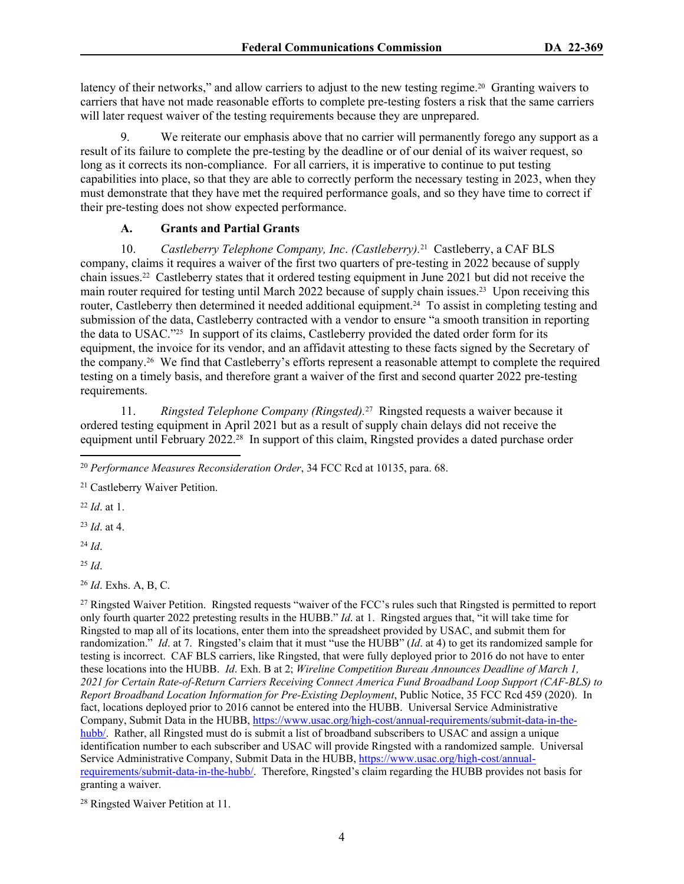latency of their networks," and allow carriers to adjust to the new testing regime.[20] Granting waivers to carriers that have not made reasonable efforts to complete pre-testing fosters a risk that the same carriers will later request waiver of the testing requirements because they are unprepared.

9. We reiterate our emphasis above that no carrier will permanently forego any support as a result of its failure to complete the pre-testing by the deadline or of our denial of its waiver request, so long as it corrects its non-compliance. For all carriers, it is imperative to continue to put testing capabilities into place, so that they are able to correctly perform the necessary testing in 2023, when they must demonstrate that they have met the required performance goals, and so they have time to correct if their pre-testing does not show expected performance.

### A. Grants and Partial Grants

10. *Castleberry Telephone Company, Inc. (Castleberry).*[21] Castleberry, a CAF BLS company, claims it requires a waiver of the first two quarters of pre-testing in 2022 because of supply chain issues.[22] Castleberry states that it ordered testing equipment in June 2021 but did not receive the main router required for testing until March 2022 because of supply chain issues.[23] Upon receiving this router, Castleberry then determined it needed additional equipment.[24] To assist in completing testing and submission of the data, Castleberry contracted with a vendor to ensure "a smooth transition in reporting the data to USAC."[25] In support of its claims, Castleberry provided the dated order form for its equipment, the invoice for its vendor, and an affidavit attesting to these facts signed by the Secretary of the company.[26] We find that Castleberry's efforts represent a reasonable attempt to complete the required testing on a timely basis, and therefore grant a waiver of the first and second quarter 2022 pre-testing requirements.

11. *Ringsted Telephone Company (Ringsted).*[27] Ringsted requests a waiver because it ordered testing equipment in April 2021 but as a result of supply chain delays did not receive the equipment until February 2022.[28] In support of this claim, Ringsted provides a dated purchase order

---

[20] *Performance Measures Reconsideration Order*, 34 FCC Rcd at 10135, para. 68.

[21] Castleberry Waiver Petition.

[22] *Id*. at 1.

[23] *Id*. at 4.

[24] *Id*.

[25] *Id*.

[26] *Id*. Exhs. A, B, C.

[27] Ringsted Waiver Petition. Ringsted requests "waiver of the FCC's rules such that Ringsted is permitted to report only fourth quarter 2022 pretesting results in the HUBB." *Id*. at 1. Ringsted argues that, "it will take time for Ringsted to map all of its locations, enter them into the spreadsheet provided by USAC, and submit them for randomization." *Id*. at 7. Ringsted's claim that it must "use the HUBB" (*Id*. at 4) to get its randomized sample for testing is incorrect. CAF BLS carriers, like Ringsted, that were fully deployed prior to 2016 do not have to enter these locations into the HUBB. *Id*. Exh. B at 2; *Wireline Competition Bureau Announces Deadline of March 1, 2021 for Certain Rate-of-Return Carriers Receiving Connect America Fund Broadband Loop Support (CAF-BLS) to Report Broadband Location Information for Pre-Existing Deployment*, Public Notice, 35 FCC Rcd 459 (2020). In fact, locations deployed prior to 2016 cannot be entered into the HUBB. Universal Service Administrative Company, Submit Data in the HUBB, https://www.usac.org/high-cost/annual-requirements/submit-data-in-the-hubb/. Rather, all Ringsted must do is submit a list of broadband subscribers to USAC and assign a unique identification number to each subscriber and USAC will provide Ringsted with a randomized sample. Universal Service Administrative Company, Submit Data in the HUBB, https://www.usac.org/high-cost/annual-requirements/submit-data-in-the-hubb/. Therefore, Ringsted's claim regarding the HUBB provides not basis for granting a waiver.

[28] Ringsted Waiver Petition at 11.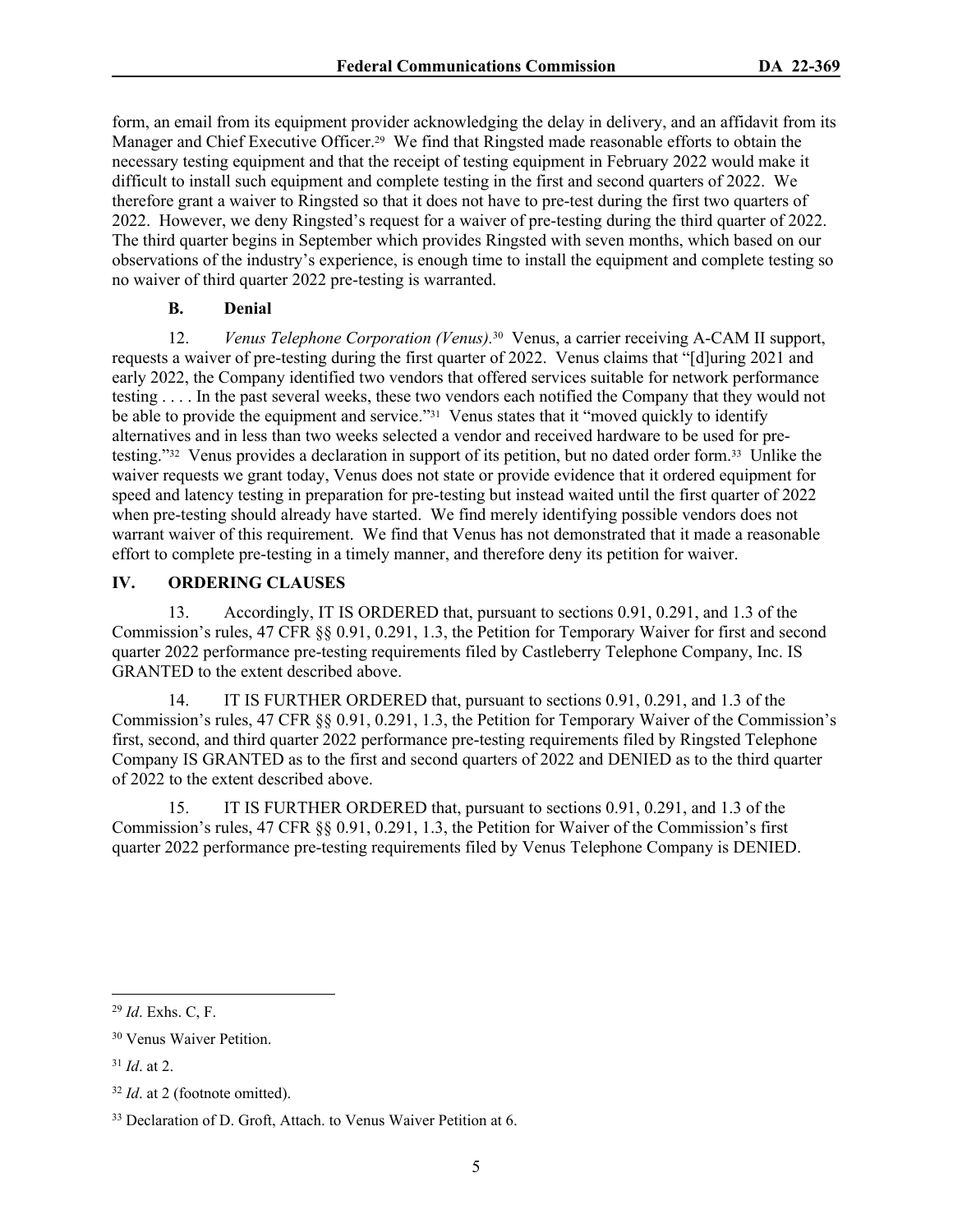form, an email from its equipment provider acknowledging the delay in delivery, and an affidavit from its Manager and Chief Executive Officer.[29] We find that Ringsted made reasonable efforts to obtain the necessary testing equipment and that the receipt of testing equipment in February 2022 would make it difficult to install such equipment and complete testing in the first and second quarters of 2022. We therefore grant a waiver to Ringsted so that it does not have to pre-test during the first two quarters of 2022. However, we deny Ringsted's request for a waiver of pre-testing during the third quarter of 2022. The third quarter begins in September which provides Ringsted with seven months, which based on our observations of the industry's experience, is enough time to install the equipment and complete testing so no waiver of third quarter 2022 pre-testing is warranted.

### B. Denial

12. *Venus Telephone Corporation (Venus).*[30] Venus, a carrier receiving A-CAM II support, requests a waiver of pre-testing during the first quarter of 2022. Venus claims that "[d]uring 2021 and early 2022, the Company identified two vendors that offered services suitable for network performance testing . . . . In the past several weeks, these two vendors each notified the Company that they would not be able to provide the equipment and service."[31] Venus states that it "moved quickly to identify alternatives and in less than two weeks selected a vendor and received hardware to be used for pre-testing."[32] Venus provides a declaration in support of its petition, but no dated order form.[33] Unlike the waiver requests we grant today, Venus does not state or provide evidence that it ordered equipment for speed and latency testing in preparation for pre-testing but instead waited until the first quarter of 2022 when pre-testing should already have started. We find merely identifying possible vendors does not warrant waiver of this requirement. We find that Venus has not demonstrated that it made a reasonable effort to complete pre-testing in a timely manner, and therefore deny its petition for waiver.

## IV. ORDERING CLAUSES

13. Accordingly, IT IS ORDERED that, pursuant to sections 0.91, 0.291, and 1.3 of the Commission's rules, 47 CFR §§ 0.91, 0.291, 1.3, the Petition for Temporary Waiver for first and second quarter 2022 performance pre-testing requirements filed by Castleberry Telephone Company, Inc. IS GRANTED to the extent described above.

14. IT IS FURTHER ORDERED that, pursuant to sections 0.91, 0.291, and 1.3 of the Commission's rules, 47 CFR §§ 0.91, 0.291, 1.3, the Petition for Temporary Waiver of the Commission's first, second, and third quarter 2022 performance pre-testing requirements filed by Ringsted Telephone Company IS GRANTED as to the first and second quarters of 2022 and DENIED as to the third quarter of 2022 to the extent described above.

15. IT IS FURTHER ORDERED that, pursuant to sections 0.91, 0.291, and 1.3 of the Commission's rules, 47 CFR §§ 0.91, 0.291, 1.3, the Petition for Waiver of the Commission's first quarter 2022 performance pre-testing requirements filed by Venus Telephone Company is DENIED.

---

[29] *Id*. Exhs. C, F.

[30] Venus Waiver Petition.

[31] *Id*. at 2.

[32] *Id*. at 2 (footnote omitted).

[33] Declaration of D. Groft, Attach. to Venus Waiver Petition at 6.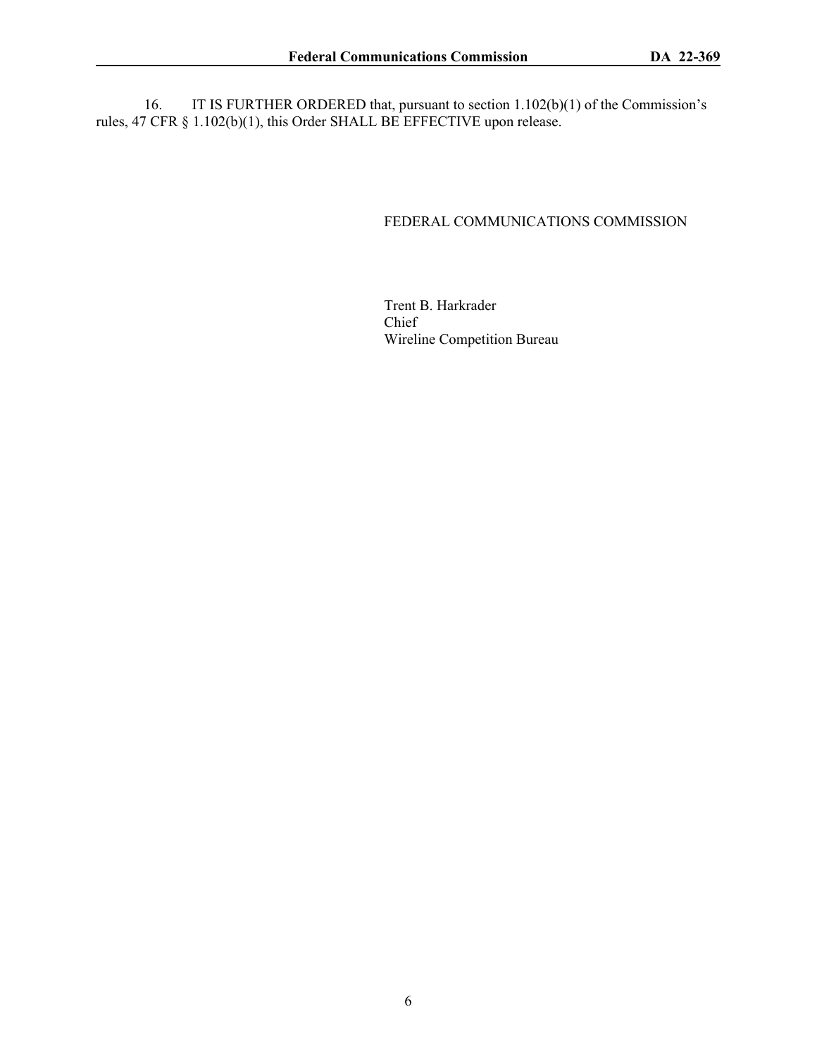16. IT IS FURTHER ORDERED that, pursuant to section 1.102(b)(1) of the Commission's rules, 47 CFR § 1.102(b)(1), this Order SHALL BE EFFECTIVE upon release.

FEDERAL COMMUNICATIONS COMMISSION

Trent B. Harkrader
Chief
Wireline Competition Bureau